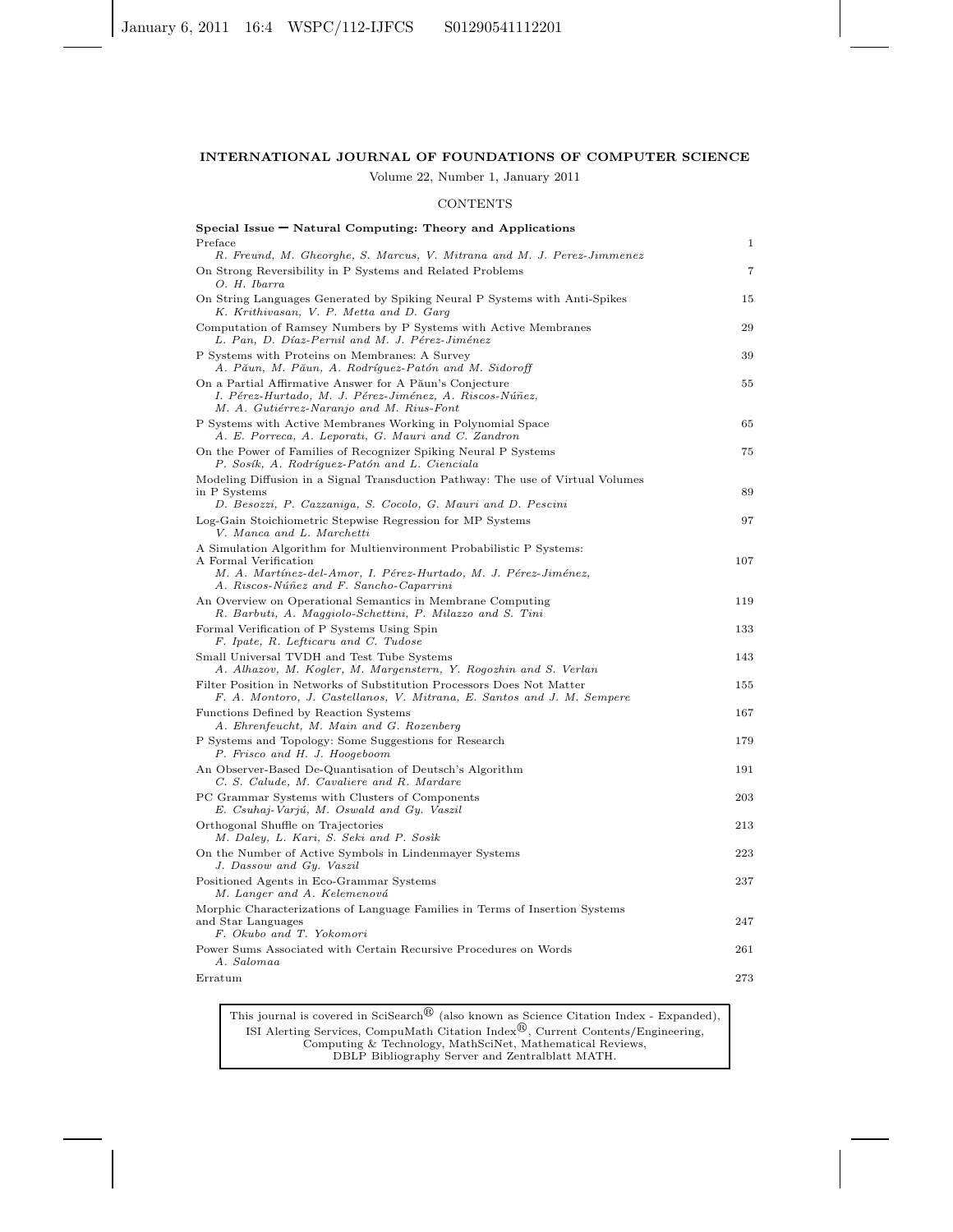# INTERNATIONAL JOURNAL OF FOUNDATIONS OF COMPUTER SCIENCE

Volume 22, Number 1, January 2011

## CONTENTS

**Special Issue — Natural Computing: Theory and Applications**

| | |
|---|---|
| Preface<br>*R. Freund, M. Gheorghe, S. Marcus, V. Mitrana and M. J. Perez-Jimmenez* | 1 |
| On Strong Reversibility in P Systems and Related Problems<br>*O. H. Ibarra* | 7 |
| On String Languages Generated by Spiking Neural P Systems with Anti-Spikes<br>*K. Krithivasan, V. P. Metta and D. Garg* | 15 |
| Computation of Ramsey Numbers by P Systems with Active Membranes<br>*L. Pan, D. Díaz-Pernil and M. J. Pérez-Jiménez* | 29 |
| P Systems with Proteins on Membranes: A Survey<br>*A. Păun, M. Păun, A. Rodríguez-Patón and M. Sidoroff* | 39 |
| On a Partial Affirmative Answer for A Păun's Conjecture<br>*I. Pérez-Hurtado, M. J. Pérez-Jiménez, A. Riscos-Núñez, M. A. Gutiérrez-Naranjo and M. Rius-Font* | 55 |
| P Systems with Active Membranes Working in Polynomial Space<br>*A. E. Porreca, A. Leporati, G. Mauri and C. Zandron* | 65 |
| On the Power of Families of Recognizer Spiking Neural P Systems<br>*P. Sosík, A. Rodríguez-Patón and L. Cienciala* | 75 |
| Modeling Diffusion in a Signal Transduction Pathway: The use of Virtual Volumes in P Systems<br>*D. Besozzi, P. Cazzaniga, S. Cocolo, G. Mauri and D. Pescini* | 89 |
| Log-Gain Stoichiometric Stepwise Regression for MP Systems<br>*V. Manca and L. Marchetti* | 97 |
| A Simulation Algorithm for Multienvironment Probabilistic P Systems: A Formal Verification<br>*M. A. Martínez-del-Amor, I. Pérez-Hurtado, M. J. Pérez-Jiménez, A. Riscos-Núñez and F. Sancho-Caparrini* | 107 |
| An Overview on Operational Semantics in Membrane Computing<br>*R. Barbuti, A. Maggiolo-Schettini, P. Milazzo and S. Tini* | 119 |
| Formal Verification of P Systems Using Spin<br>*F. Ipate, R. Lefticaru and C. Tudose* | 133 |
| Small Universal TVDH and Test Tube Systems<br>*A. Alhazov, M. Kogler, M. Margenstern, Y. Rogozhin and S. Verlan* | 143 |
| Filter Position in Networks of Substitution Processors Does Not Matter<br>*F. A. Montoro, J. Castellanos, V. Mitrana, E. Santos and J. M. Sempere* | 155 |
| Functions Defined by Reaction Systems<br>*A. Ehrenfeucht, M. Main and G. Rozenberg* | 167 |
| P Systems and Topology: Some Suggestions for Research<br>*P. Frisco and H. J. Hoogeboom* | 179 |
| An Observer-Based De-Quantisation of Deutsch's Algorithm<br>*C. S. Calude, M. Cavaliere and R. Mardare* | 191 |
| PC Grammar Systems with Clusters of Components<br>*E. Csuhaj-Varjú, M. Oswald and Gy. Vaszil* | 203 |
| Orthogonal Shuffle on Trajectories<br>*M. Daley, L. Kari, S. Seki and P. Sosìk* | 213 |
| On the Number of Active Symbols in Lindenmayer Systems<br>*J. Dassow and Gy. Vaszil* | 223 |
| Positioned Agents in Eco-Grammar Systems<br>*M. Langer and A. Kelemenová* | 237 |
| Morphic Characterizations of Language Families in Terms of Insertion Systems and Star Languages<br>*F. Okubo and T. Yokomori* | 247 |
| Power Sums Associated with Certain Recursive Procedures on Words<br>*A. Salomaa* | 261 |
| Erratum | 273 |

This journal is covered in SciSearch® (also known as Science Citation Index - Expanded), ISI Alerting Services, CompuMath Citation Index®, Current Contents/Engineering, Computing & Technology, MathSciNet, Mathematical Reviews, DBLP Bibliography Server and Zentralblatt MATH.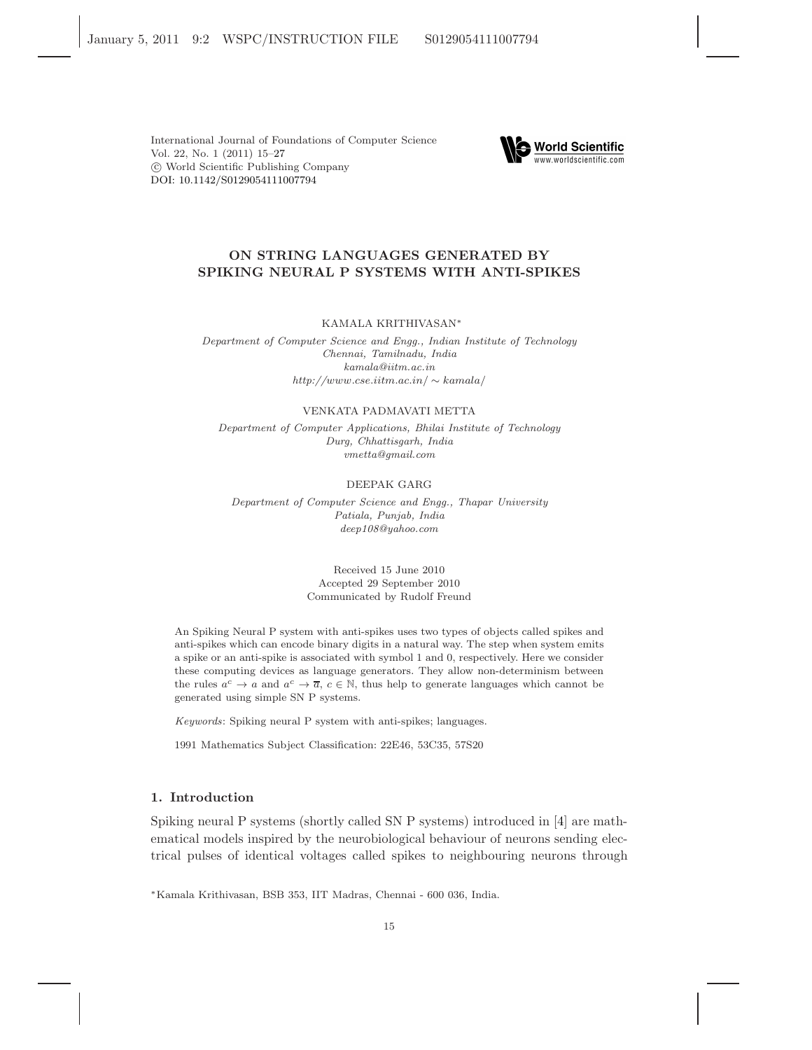International Journal of Foundations of Computer Science
Vol. 22, No. 1 (2011) 15–27
© World Scientific Publishing Company
DOI: 10.1142/S0129054111007794

# ON STRING LANGUAGES GENERATED BY SPIKING NEURAL P SYSTEMS WITH ANTI-SPIKES

KAMALA KRITHIVASAN*

*Department of Computer Science and Engg., Indian Institute of Technology*
*Chennai, Tamilnadu, India*
*kamala@iitm.ac.in*
*http://www.cse.iitm.ac.in/ ∼ kamala/*

VENKATA PADMAVATI METTA

*Department of Computer Applications, Bhilai Institute of Technology*
*Durg, Chhattisgarh, India*
*vmetta@gmail.com*

DEEPAK GARG

*Department of Computer Science and Engg., Thapar University*
*Patiala, Punjab, India*
*deep108@yahoo.com*

Received 15 June 2010
Accepted 29 September 2010
Communicated by Rudolf Freund

An Spiking Neural P system with anti-spikes uses two types of objects called spikes and anti-spikes which can encode binary digits in a natural way. The step when system emits a spike or an anti-spike is associated with symbol 1 and 0, respectively. Here we consider these computing devices as language generators. They allow non-determinism between the rules $a^c \rightarrow a$ and $a^c \rightarrow \overline{a}$, $c \in \mathbb{N}$, thus help to generate languages which cannot be generated using simple SN P systems.

*Keywords*: Spiking neural P system with anti-spikes; languages.

1991 Mathematics Subject Classification: 22E46, 53C35, 57S20

## 1. Introduction

Spiking neural P systems (shortly called SN P systems) introduced in [4] are mathematical models inspired by the neurobiological behaviour of neurons sending electrical pulses of identical voltages called spikes to neighbouring neurons through

*Kamala Krithivasan, BSB 353, IIT Madras, Chennai - 600 036, India.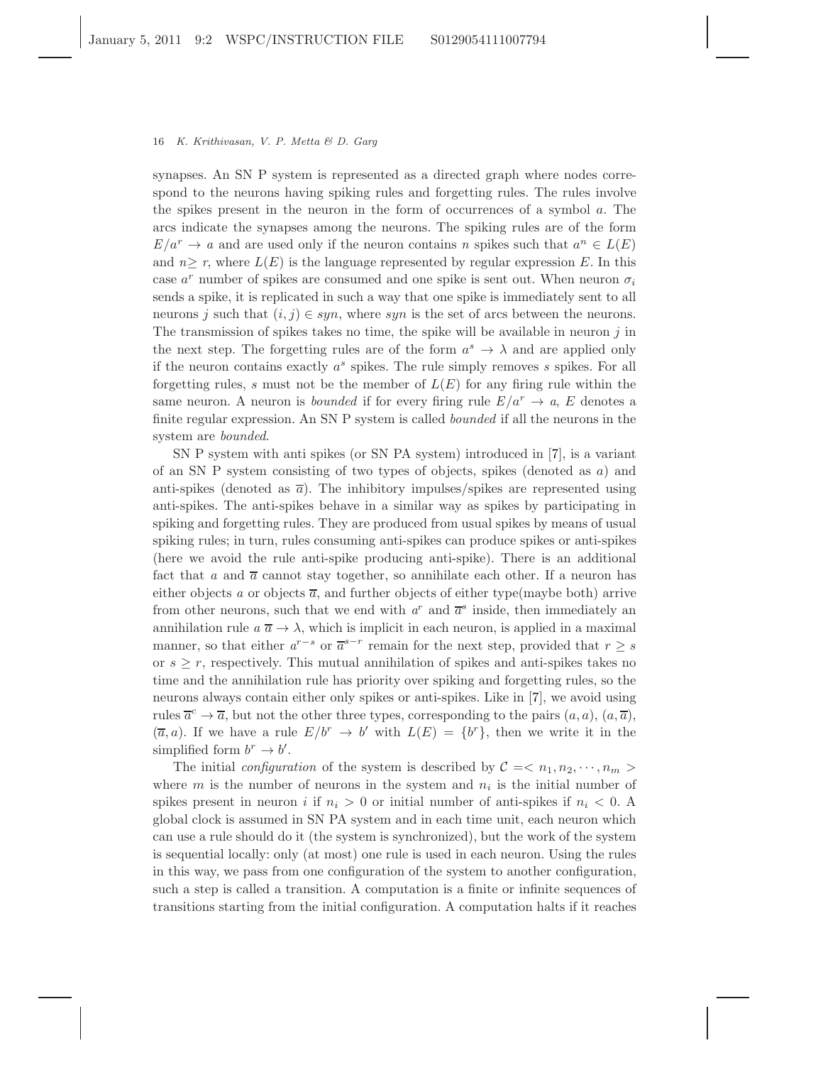synapses. An SN P system is represented as a directed graph where nodes correspond to the neurons having spiking rules and forgetting rules. The rules involve the spikes present in the neuron in the form of occurrences of a symbol $a$. The arcs indicate the synapses among the neurons. The spiking rules are of the form $E/a^r \to a$ and are used only if the neuron contains $n$ spikes such that $a^n \in L(E)$ and $n \geq r$, where $L(E)$ is the language represented by regular expression $E$. In this case $a^r$ number of spikes are consumed and one spike is sent out. When neuron $\sigma_i$ sends a spike, it is replicated in such a way that one spike is immediately sent to all neurons $j$ such that $(i, j) \in syn$, where $syn$ is the set of arcs between the neurons. The transmission of spikes takes no time, the spike will be available in neuron $j$ in the next step. The forgetting rules are of the form $a^s \to \lambda$ and are applied only if the neuron contains exactly $a^s$ spikes. The rule simply removes $s$ spikes. For all forgetting rules, $s$ must not be the member of $L(E)$ for any firing rule within the same neuron. A neuron is *bounded* if for every firing rule $E/a^r \to a$, $E$ denotes a finite regular expression. An SN P system is called *bounded* if all the neurons in the system are *bounded*.

SN P system with anti spikes (or SN PA system) introduced in [7], is a variant of an SN P system consisting of two types of objects, spikes (denoted as $a$) and anti-spikes (denoted as $\overline{a}$). The inhibitory impulses/spikes are represented using anti-spikes. The anti-spikes behave in a similar way as spikes by participating in spiking and forgetting rules. They are produced from usual spikes by means of usual spiking rules; in turn, rules consuming anti-spikes can produce spikes or anti-spikes (here we avoid the rule anti-spike producing anti-spike). There is an additional fact that $a$ and $\overline{a}$ cannot stay together, so annihilate each other. If a neuron has either objects $a$ or objects $\overline{a}$, and further objects of either type(maybe both) arrive from other neurons, such that we end with $a^r$ and $\overline{a}^s$ inside, then immediately an annihilation rule $a\,\overline{a} \to \lambda$, which is implicit in each neuron, is applied in a maximal manner, so that either $a^{r-s}$ or $\overline{a}^{s-r}$ remain for the next step, provided that $r \geq s$ or $s \geq r$, respectively. This mutual annihilation of spikes and anti-spikes takes no time and the annihilation rule has priority over spiking and forgetting rules, so the neurons always contain either only spikes or anti-spikes. Like in [7], we avoid using rules $\overline{a}^c \to \overline{a}$, but not the other three types, corresponding to the pairs $(a, a)$, $(a, \overline{a})$, $(\overline{a}, a)$. If we have a rule $E/b^r \to b'$ with $L(E) = \{b^r\}$, then we write it in the simplified form $b^r \to b'$.

The initial *configuration* of the system is described by $\mathcal{C} = < n_1, n_2, \cdots, n_m >$ where $m$ is the number of neurons in the system and $n_i$ is the initial number of spikes present in neuron $i$ if $n_i > 0$ or initial number of anti-spikes if $n_i < 0$. A global clock is assumed in SN PA system and in each time unit, each neuron which can use a rule should do it (the system is synchronized), but the work of the system is sequential locally: only (at most) one rule is used in each neuron. Using the rules in this way, we pass from one configuration of the system to another configuration, such a step is called a transition. A computation is a finite or infinite sequences of transitions starting from the initial configuration. A computation halts if it reaches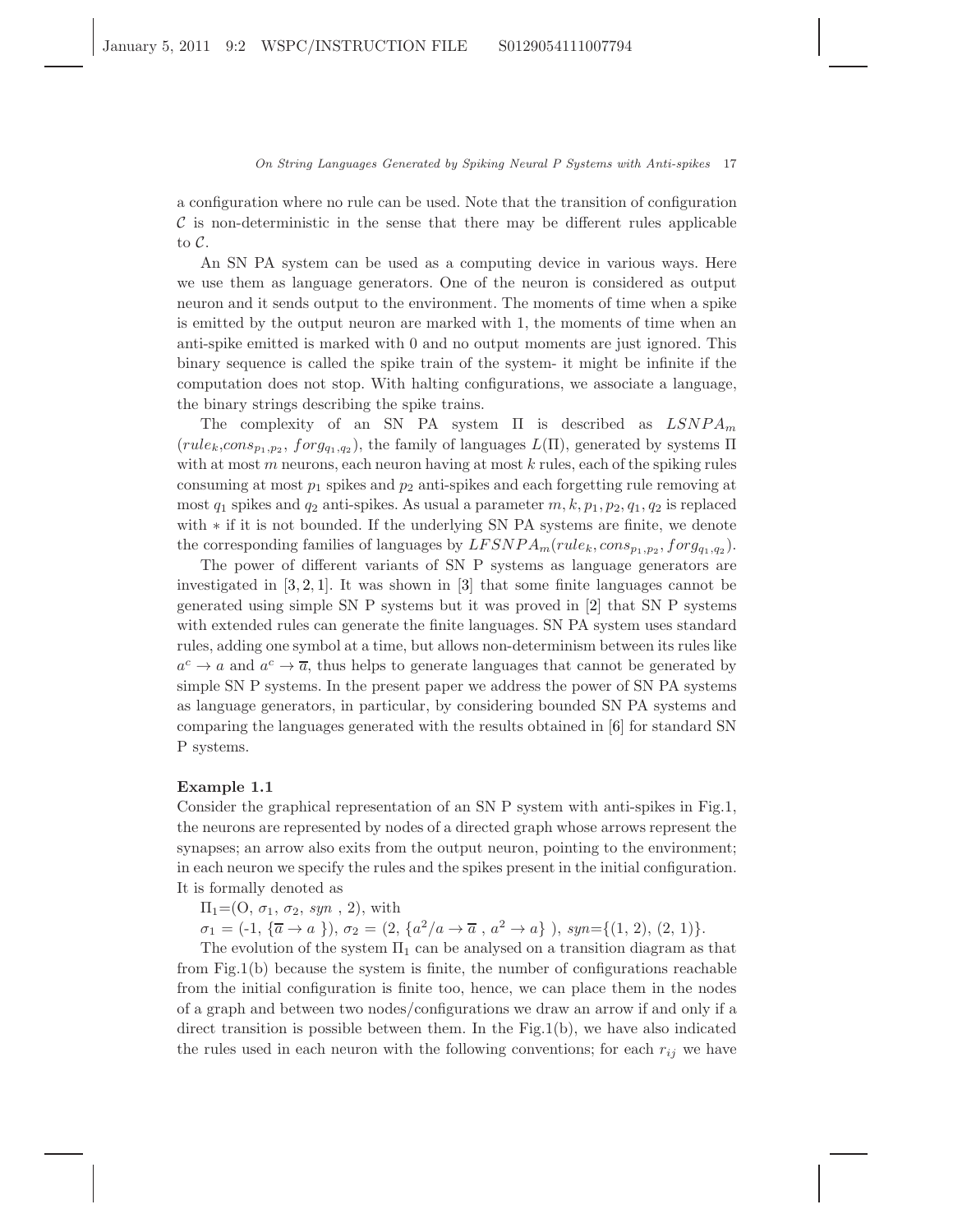a configuration where no rule can be used. Note that the transition of configuration $\mathcal{C}$ is non-deterministic in the sense that there may be different rules applicable to $\mathcal{C}$.

An SN PA system can be used as a computing device in various ways. Here we use them as language generators. One of the neuron is considered as output neuron and it sends output to the environment. The moments of time when a spike is emitted by the output neuron are marked with 1, the moments of time when an anti-spike emitted is marked with 0 and no output moments are just ignored. This binary sequence is called the spike train of the system- it might be infinite if the computation does not stop. With halting configurations, we associate a language, the binary strings describing the spike trains.

The complexity of an SN PA system $\Pi$ is described as $LSNPA_m$ $(rule_k, cons_{p_1,p_2},\ forg_{q_1,q_2})$, the family of languages $L(\Pi)$, generated by systems $\Pi$ with at most $m$ neurons, each neuron having at most $k$ rules, each of the spiking rules consuming at most $p_1$ spikes and $p_2$ anti-spikes and each forgetting rule removing at most $q_1$ spikes and $q_2$ anti-spikes. As usual a parameter $m, k, p_1, p_2, q_1, q_2$ is replaced with $*$ if it is not bounded. If the underlying SN PA systems are finite, we denote the corresponding families of languages by $LFSNPA_m(rule_k, cons_{p_1,p_2}, forg_{q_1,q_2})$.

The power of different variants of SN P systems as language generators are investigated in [3, 2, 1]. It was shown in [3] that some finite languages cannot be generated using simple SN P systems but it was proved in [2] that SN P systems with extended rules can generate the finite languages. SN PA system uses standard rules, adding one symbol at a time, but allows non-determinism between its rules like $a^c \to a$ and $a^c \to \overline{a}$, thus helps to generate languages that cannot be generated by simple SN P systems. In the present paper we address the power of SN PA systems as language generators, in particular, by considering bounded SN PA systems and comparing the languages generated with the results obtained in [6] for standard SN P systems.

**Example 1.1**

Consider the graphical representation of an SN P system with anti-spikes in Fig.1, the neurons are represented by nodes of a directed graph whose arrows represent the synapses; an arrow also exits from the output neuron, pointing to the environment; in each neuron we specify the rules and the spikes present in the initial configuration. It is formally denoted as

$\Pi_1$=(O, $\sigma_1$, $\sigma_2$, *syn* , 2), with

$\sigma_1$ = (-1, $\{\overline{a} \to a\}$), $\sigma_2$ = (2, $\{a^2/a \to \overline{a}\ ,\ a^2 \to a\}$ ), *syn*={(1, 2), (2, 1)}.

The evolution of the system $\Pi_1$ can be analysed on a transition diagram as that from Fig.1(b) because the system is finite, the number of configurations reachable from the initial configuration is finite too, hence, we can place them in the nodes of a graph and between two nodes/configurations we draw an arrow if and only if a direct transition is possible between them. In the Fig.1(b), we have also indicated the rules used in each neuron with the following conventions; for each $r_{ij}$ we have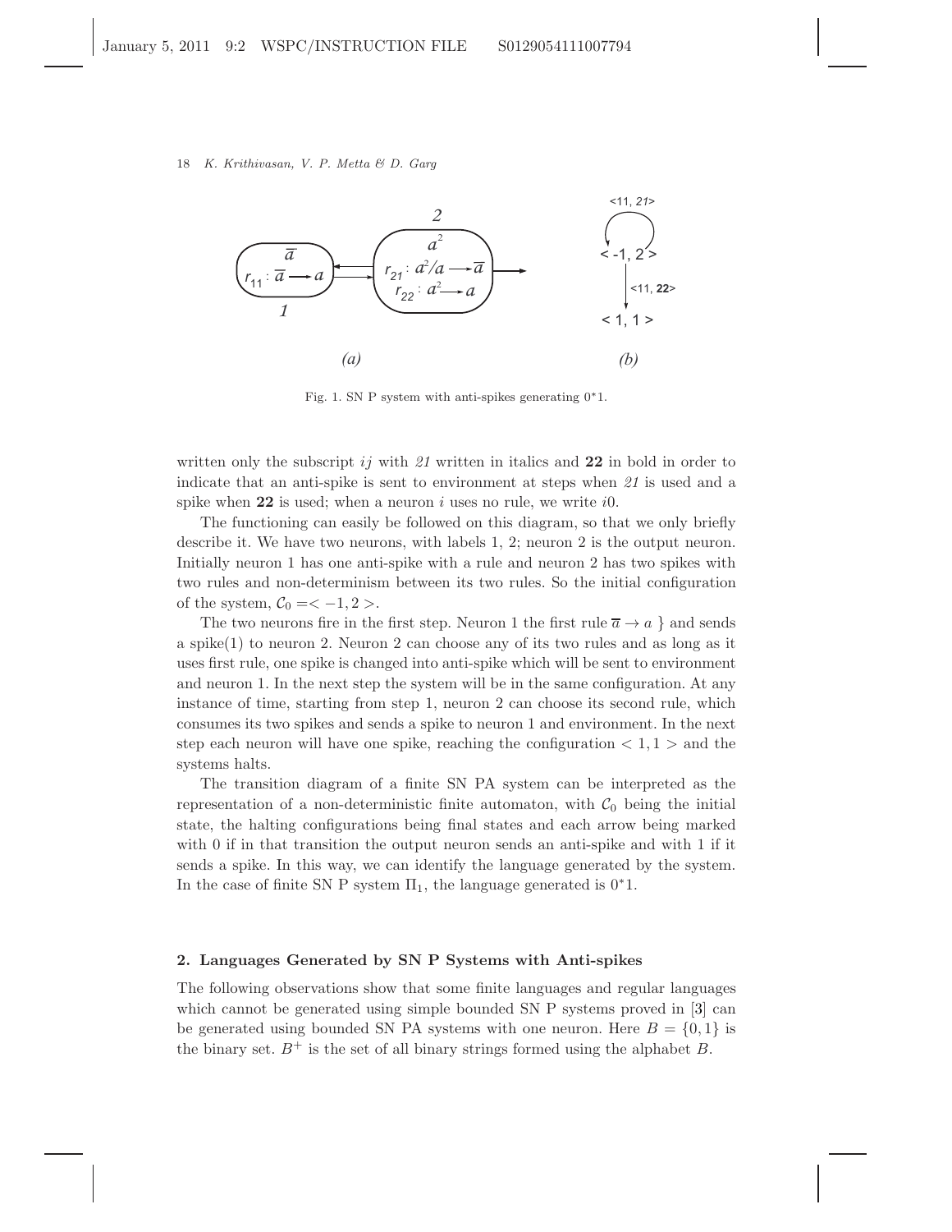Fig. 1. SN P system with anti-spikes generating $0^*1$.

written only the subscript $ij$ with *21* written in italics and **22** in bold in order to indicate that an anti-spike is sent to environment at steps when *21* is used and a spike when **22** is used; when a neuron $i$ uses no rule, we write $i0$.

The functioning can easily be followed on this diagram, so that we only briefly describe it. We have two neurons, with labels 1, 2; neuron 2 is the output neuron. Initially neuron 1 has one anti-spike with a rule and neuron 2 has two spikes with two rules and non-determinism between its two rules. So the initial configuration of the system, $\mathcal{C}_0 =< -1, 2 >$.

The two neurons fire in the first step. Neuron 1 the first rule $\overline{a} \to a$ } and sends a spike(1) to neuron 2. Neuron 2 can choose any of its two rules and as long as it uses first rule, one spike is changed into anti-spike which will be sent to environment and neuron 1. In the next step the system will be in the same configuration. At any instance of time, starting from step 1, neuron 2 can choose its second rule, which consumes its two spikes and sends a spike to neuron 1 and environment. In the next step each neuron will have one spike, reaching the configuration $< 1, 1 >$ and the systems halts.

The transition diagram of a finite SN PA system can be interpreted as the representation of a non-deterministic finite automaton, with $\mathcal{C}_0$ being the initial state, the halting configurations being final states and each arrow being marked with 0 if in that transition the output neuron sends an anti-spike and with 1 if it sends a spike. In this way, we can identify the language generated by the system. In the case of finite SN P system $\Pi_1$, the language generated is $0^*1$.

## 2. Languages Generated by SN P Systems with Anti-spikes

The following observations show that some finite languages and regular languages which cannot be generated using simple bounded SN P systems proved in [3] can be generated using bounded SN PA systems with one neuron. Here $B = \{0, 1\}$ is the binary set. $B^+$ is the set of all binary strings formed using the alphabet $B$.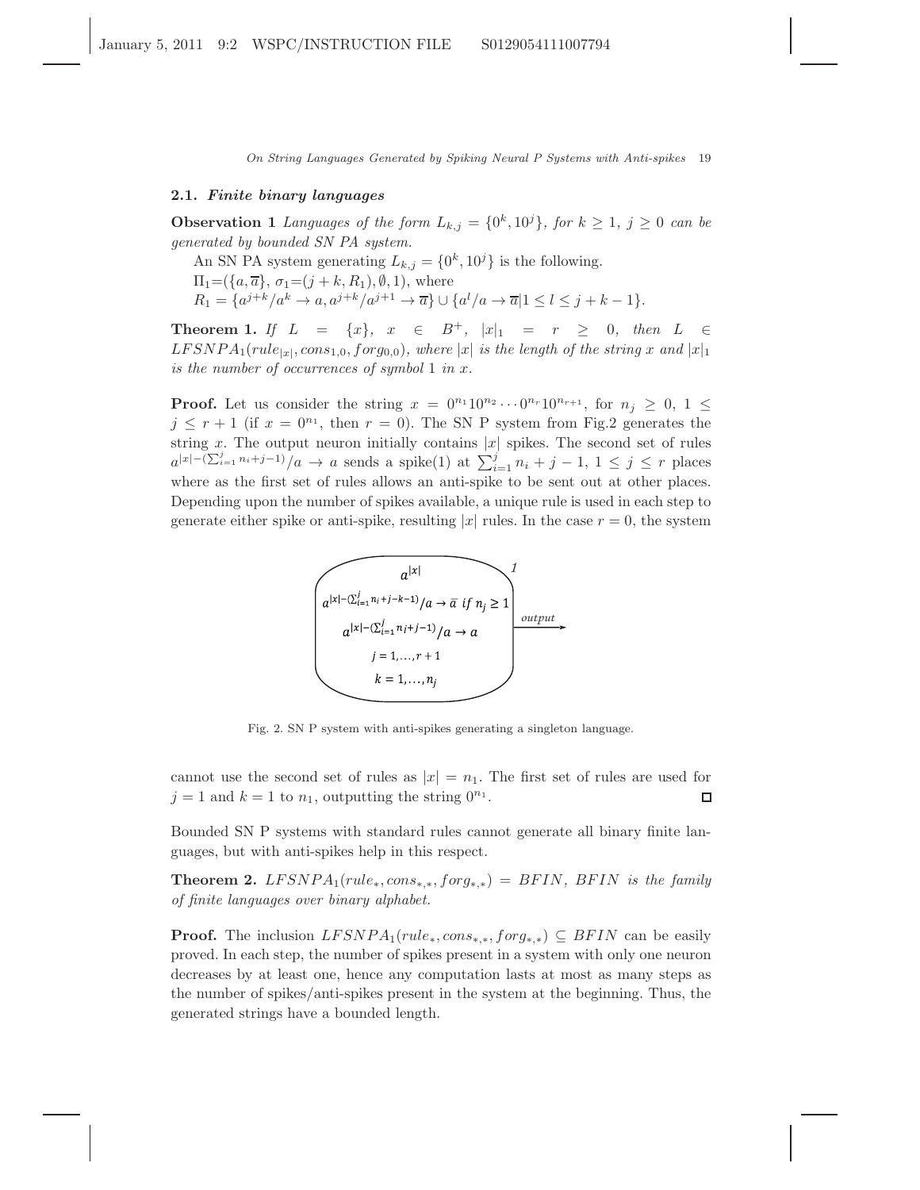### 2.1. *Finite binary languages*

**Observation 1** *Languages of the form $L_{k,j} = \{0^k, 10^j\}$, for $k \geq 1$, $j \geq 0$ can be generated by bounded SN PA system.*

An SN PA system generating $L_{k,j} = \{0^k, 10^j\}$ is the following.

$\Pi_1 = (\{a, \overline{a}\}, \sigma_1 = (j + k, R_1), \emptyset, 1)$, where

$R_1 = \{a^{j+k}/a^k \to a, a^{j+k}/a^{j+1} \to \overline{a}\} \cup \{a^l/a \to \overline{a} | 1 \leq l \leq j + k - 1\}$.

**Theorem 1.** *If $L = \{x\}$, $x \in B^+$, $|x|_1 = r \geq 0$, then $L \in LFSNPA_1(rule_{|x|}, cons_{1,0}, forg_{0,0})$, where $|x|$ is the length of the string $x$ and $|x|_1$ is the number of occurrences of symbol 1 in $x$.*

**Proof.** Let us consider the string $x = 0^{n_1}10^{n_2} \cdots 0^{n_r}10^{n_{r+1}}$, for $n_j \geq 0$, $1 \leq j \leq r + 1$ (if $x = 0^{n_1}$, then $r = 0$). The SN P system from Fig.2 generates the string $x$. The output neuron initially contains $|x|$ spikes. The second set of rules $a^{|x|-(\sum_{i=1}^{j} n_i + j - 1)}/a \to a$ sends a spike(1) at $\sum_{i=1}^{j} n_i + j - 1$, $1 \leq j \leq r$ places where as the first set of rules allows an anti-spike to be sent out at other places. Depending upon the number of spikes available, a unique rule is used in each step to generate either spike or anti-spike, resulting $|x|$ rules. In the case $r = 0$, the system

$$a^{|x|}$$
$$a^{|x|-(\sum_{i=1}^{j} n_i + j - k - 1)}/a \to \overline{a} \text{ if } n_j \geq 1$$
$$a^{|x|-(\sum_{i=1}^{j} n_i + j - 1)}/a \to a$$
$$j = 1, \ldots, r + 1$$
$$k = 1, \ldots, n_j$$

1 — output

Fig. 2. SN P system with anti-spikes generating a singleton language.

cannot use the second set of rules as $|x| = n_1$. The first set of rules are used for $j = 1$ and $k = 1$ to $n_1$, outputting the string $0^{n_1}$. □

Bounded SN P systems with standard rules cannot generate all binary finite languages, but with anti-spikes help in this respect.

**Theorem 2.** *$LFSNPA_1(rule_*, cons_{*,*}, forg_{*,*}) = BFIN$, $BFIN$ is the family of finite languages over binary alphabet.*

**Proof.** The inclusion $LFSNPA_1(rule_*, cons_{*,*}, forg_{*,*}) \subseteq BFIN$ can be easily proved. In each step, the number of spikes present in a system with only one neuron decreases by at least one, hence any computation lasts at most as many steps as the number of spikes/anti-spikes present in the system at the beginning. Thus, the generated strings have a bounded length.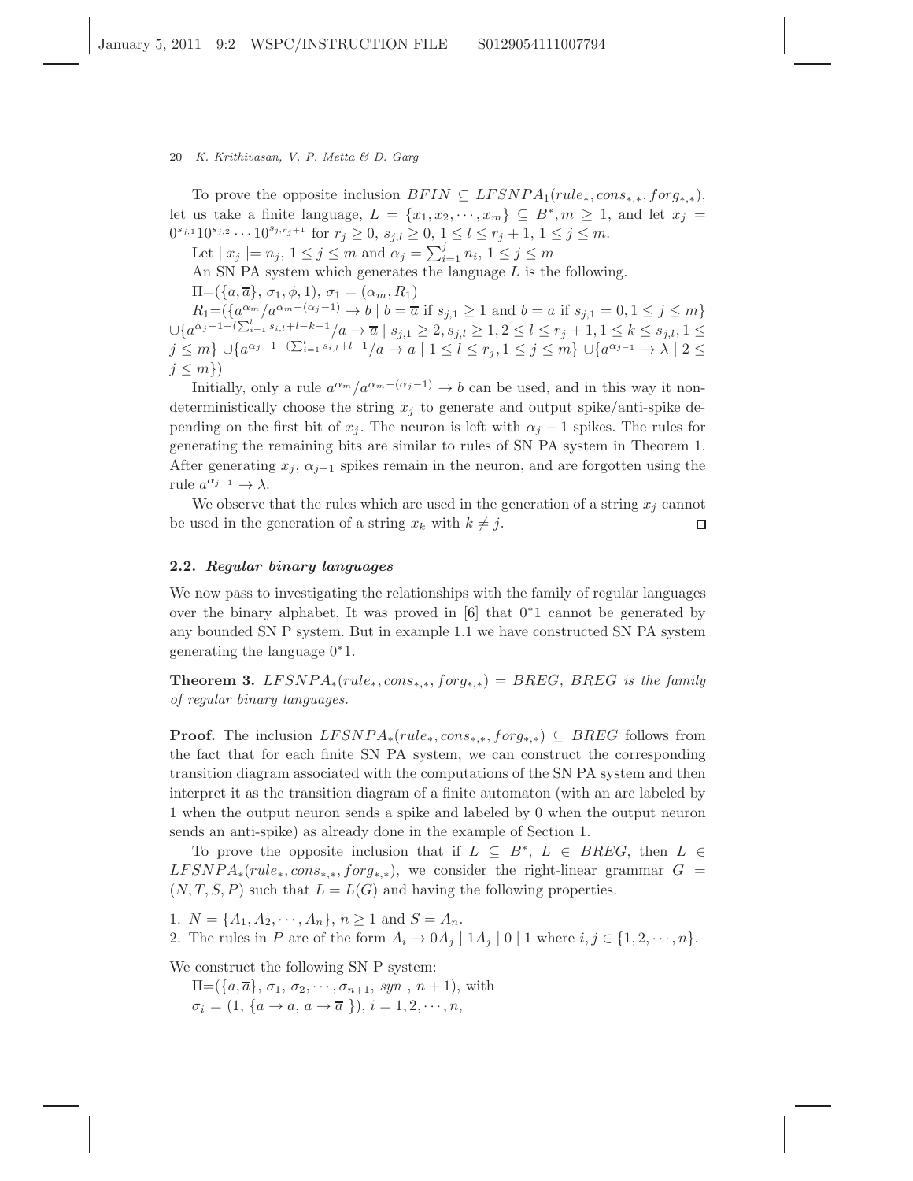To prove the opposite inclusion $BFIN \subseteq LFSNPA_1(rule_*, cons_{*,*}, forg_{*,*})$, let us take a finite language, $L = \{x_1, x_2, \cdots, x_m\} \subseteq B^*, m \geq 1$, and let $x_j = 0^{s_{j,1}}10^{s_{j,2}}\cdots 10^{s_{j,r_j+1}}$ for $r_j \geq 0$, $s_{j,l} \geq 0$, $1 \leq l \leq r_j+1$, $1 \leq j \leq m$.

Let $|x_j| = n_j$, $1 \leq j \leq m$ and $\alpha_j = \sum_{i=1}^{j} n_i$, $1 \leq j \leq m$

An SN PA system which generates the language $L$ is the following.

$\Pi = (\{a, \overline{a}\}, \sigma_1, \phi, 1)$, $\sigma_1 = (\alpha_m, R_1)$

$R_1 = (\{a^{\alpha_m}/a^{\alpha_m-(\alpha_j-1)} \rightarrow b \mid b = \overline{a}$ if $s_{j,1} \geq 1$ and $b = a$ if $s_{j,1} = 0, 1 \leq j \leq m\}$ $\cup \{a^{\alpha_j - 1 - (\sum_{i=1}^{l} s_{i,l} + l - k - 1}/a \rightarrow \overline{a} \mid s_{j,1} \geq 2, s_{j,l} \geq 1, 2 \leq l \leq r_j + 1, 1 \leq k \leq s_{j,l}, 1 \leq j \leq m\}$ $\cup \{a^{\alpha_j - 1 - (\sum_{i=1}^{l} s_{i,l} + l - 1}/a \rightarrow a \mid 1 \leq l \leq r_j, 1 \leq j \leq m\}$ $\cup \{a^{\alpha_{j-1}} \rightarrow \lambda \mid 2 \leq j \leq m\})$

Initially, only a rule $a^{\alpha_m}/a^{\alpha_m-(\alpha_j-1)} \rightarrow b$ can be used, and in this way it nondeterministically choose the string $x_j$ to generate and output spike/anti-spike depending on the first bit of $x_j$. The neuron is left with $\alpha_j - 1$ spikes. The rules for generating the remaining bits are similar to rules of SN PA system in Theorem 1. After generating $x_j$, $\alpha_{j-1}$ spikes remain in the neuron, and are forgotten using the rule $a^{\alpha_{j-1}} \rightarrow \lambda$.

We observe that the rules which are used in the generation of a string $x_j$ cannot be used in the generation of a string $x_k$ with $k \neq j$. □

### 2.2. *Regular binary languages*

We now pass to investigating the relationships with the family of regular languages over the binary alphabet. It was proved in [6] that $0^*1$ cannot be generated by any bounded SN P system. But in example 1.1 we have constructed SN PA system generating the language $0^*1$.

**Theorem 3.** *$LFSNPA_*(rule_*, cons_{*,*}, forg_{*,*}) = BREG$, BREG is the family of regular binary languages.*

**Proof.** The inclusion $LFSNPA_*(rule_*, cons_{*,*}, forg_{*,*}) \subseteq BREG$ follows from the fact that for each finite SN PA system, we can construct the corresponding transition diagram associated with the computations of the SN PA system and then interpret it as the transition diagram of a finite automaton (with an arc labeled by 1 when the output neuron sends a spike and labeled by 0 when the output neuron sends an anti-spike) as already done in the example of Section 1.

To prove the opposite inclusion that if $L \subseteq B^*$, $L \in BREG$, then $L \in LFSNPA_*(rule_*, cons_{*,*}, forg_{*,*})$, we consider the right-linear grammar $G = (N, T, S, P)$ such that $L = L(G)$ and having the following properties.

1. $N = \{A_1, A_2, \cdots, A_n\}$, $n \geq 1$ and $S = A_n$.
2. The rules in $P$ are of the form $A_i \rightarrow 0A_j \mid 1A_j \mid 0 \mid 1$ where $i, j \in \{1, 2, \cdots, n\}$.

We construct the following SN P system:

$\Pi = (\{a, \overline{a}\}, \sigma_1, \sigma_2, \cdots, \sigma_{n+1}, syn, n+1)$, with

$\sigma_i = (1, \{a \rightarrow a, a \rightarrow \overline{a}\})$, $i = 1, 2, \cdots, n$,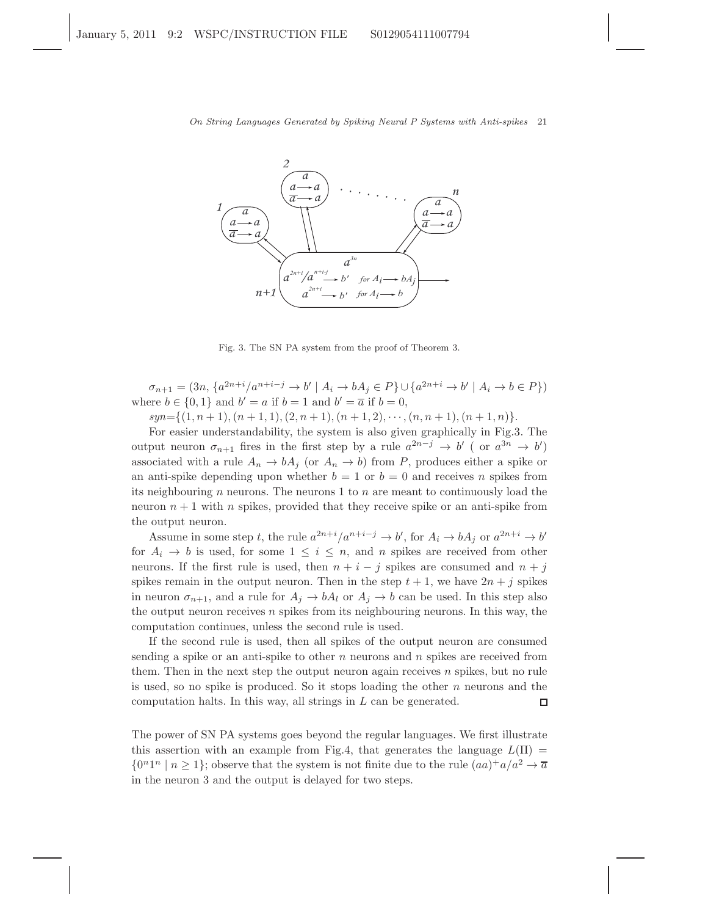Fig. 3. The SN PA system from the proof of Theorem 3.

$\sigma_{n+1} = (3n, \{a^{2n+i}/a^{n+i-j} \to b' \mid A_i \to bA_j \in P\} \cup \{a^{2n+i} \to b' \mid A_i \to b \in P\})$ where $b \in \{0, 1\}$ and $b' = a$ if $b = 1$ and $b' = \overline{a}$ if $b = 0$,

$syn = \{(1, n+1), (n+1, 1), (2, n+1), (n+1, 2), \cdots, (n, n+1), (n+1, n)\}$.

For easier understandability, the system is also given graphically in Fig.3. The output neuron $\sigma_{n+1}$ fires in the first step by a rule $a^{2n-j} \to b'$ ( or $a^{3n} \to b'$) associated with a rule $A_n \to bA_j$ (or $A_n \to b$) from $P$, produces either a spike or an anti-spike depending upon whether $b = 1$ or $b = 0$ and receives $n$ spikes from its neighbouring $n$ neurons. The neurons 1 to $n$ are meant to continuously load the neuron $n + 1$ with $n$ spikes, provided that they receive spike or an anti-spike from the output neuron.

Assume in some step $t$, the rule $a^{2n+i}/a^{n+i-j} \to b'$, for $A_i \to bA_j$ or $a^{2n+i} \to b'$ for $A_i \to b$ is used, for some $1 \leq i \leq n$, and $n$ spikes are received from other neurons. If the first rule is used, then $n + i - j$ spikes are consumed and $n + j$ spikes remain in the output neuron. Then in the step $t + 1$, we have $2n + j$ spikes in neuron $\sigma_{n+1}$, and a rule for $A_j \to bA_l$ or $A_j \to b$ can be used. In this step also the output neuron receives $n$ spikes from its neighbouring neurons. In this way, the computation continues, unless the second rule is used.

If the second rule is used, then all spikes of the output neuron are consumed sending a spike or an anti-spike to other $n$ neurons and $n$ spikes are received from them. Then in the next step the output neuron again receives $n$ spikes, but no rule is used, so no spike is produced. So it stops loading the other $n$ neurons and the computation halts. In this way, all strings in $L$ can be generated. □

The power of SN PA systems goes beyond the regular languages. We first illustrate this assertion with an example from Fig.4, that generates the language $L(\Pi) = \{0^n 1^n \mid n \geq 1\}$; observe that the system is not finite due to the rule $(aa)^+a/a^2 \to \overline{a}$ in the neuron 3 and the output is delayed for two steps.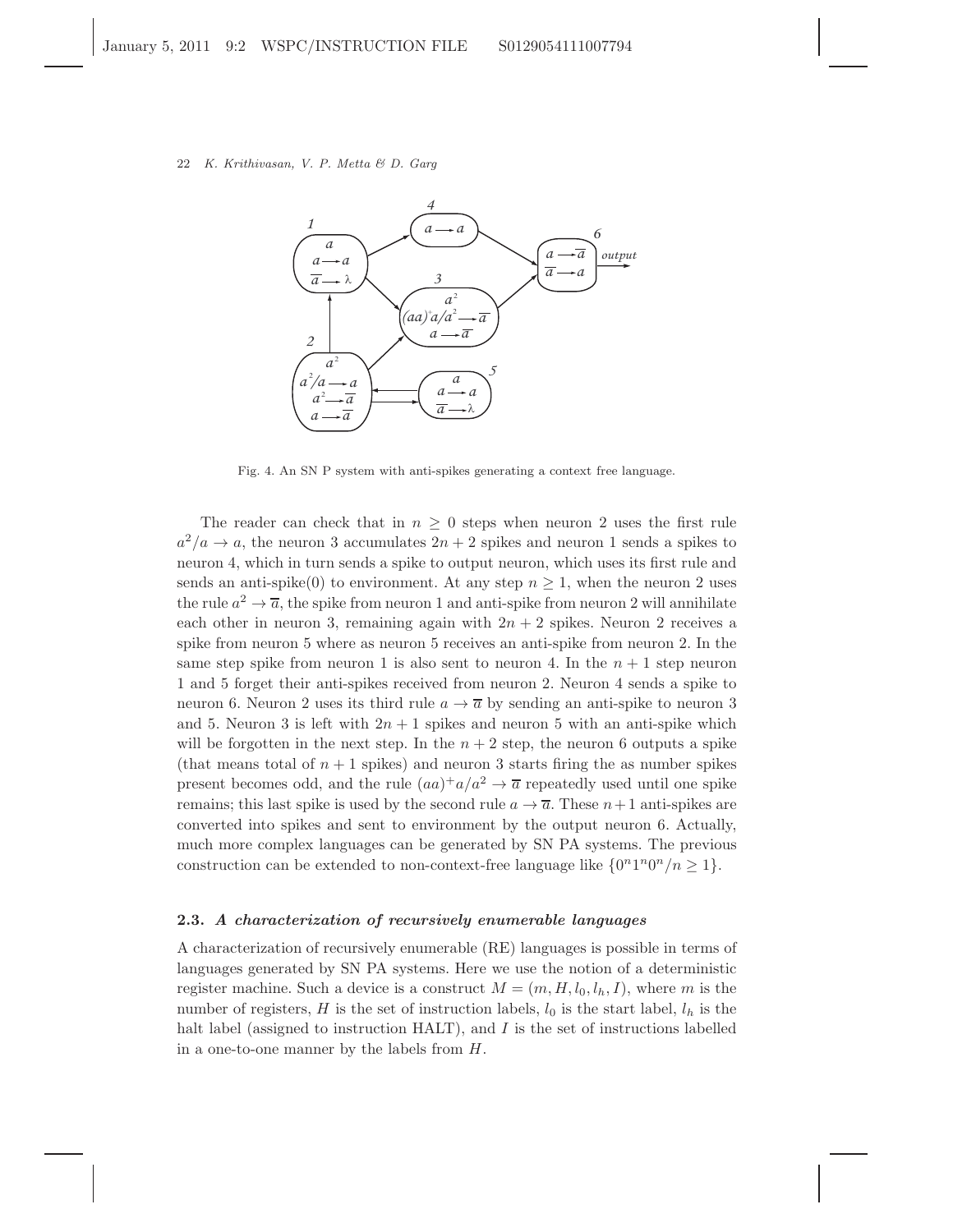Fig. 4. An SN P system with anti-spikes generating a context free language.

The reader can check that in $n \geq 0$ steps when neuron 2 uses the first rule $a^2/a \rightarrow a$, the neuron 3 accumulates $2n+2$ spikes and neuron 1 sends a spikes to neuron 4, which in turn sends a spike to output neuron, which uses its first rule and sends an anti-spike(0) to environment. At any step $n \geq 1$, when the neuron 2 uses the rule $a^2 \rightarrow \overline{a}$, the spike from neuron 1 and anti-spike from neuron 2 will annihilate each other in neuron 3, remaining again with $2n+2$ spikes. Neuron 2 receives a spike from neuron 5 where as neuron 5 receives an anti-spike from neuron 2. In the same step spike from neuron 1 is also sent to neuron 4. In the $n+1$ step neuron 1 and 5 forget their anti-spikes received from neuron 2. Neuron 4 sends a spike to neuron 6. Neuron 2 uses its third rule $a \rightarrow \overline{a}$ by sending an anti-spike to neuron 3 and 5. Neuron 3 is left with $2n+1$ spikes and neuron 5 with an anti-spike which will be forgotten in the next step. In the $n+2$ step, the neuron 6 outputs a spike (that means total of $n+1$ spikes) and neuron 3 starts firing the as number spikes present becomes odd, and the rule $(aa)^+a/a^2 \rightarrow \overline{a}$ repeatedly used until one spike remains; this last spike is used by the second rule $a \rightarrow \overline{a}$. These $n+1$ anti-spikes are converted into spikes and sent to environment by the output neuron 6. Actually, much more complex languages can be generated by SN PA systems. The previous construction can be extended to non-context-free language like $\{0^n 1^n 0^n / n \geq 1\}$.

### 2.3. *A characterization of recursively enumerable languages*

A characterization of recursively enumerable (RE) languages is possible in terms of languages generated by SN PA systems. Here we use the notion of a deterministic register machine. Such a device is a construct $M = (m, H, l_0, l_h, I)$, where $m$ is the number of registers, $H$ is the set of instruction labels, $l_0$ is the start label, $l_h$ is the halt label (assigned to instruction HALT), and $I$ is the set of instructions labelled in a one-to-one manner by the labels from $H$.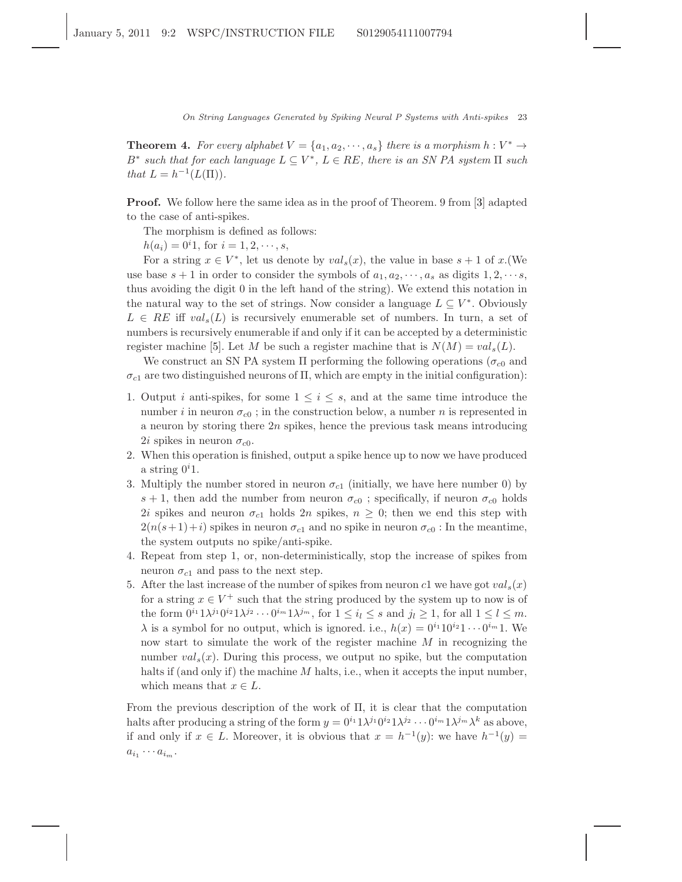**Theorem 4.** *For every alphabet $V = \{a_1, a_2, \cdots, a_s\}$ there is a morphism $h : V^* \to B^*$ such that for each language $L \subseteq V^*$, $L \in RE$, there is an SN PA system $\Pi$ such that $L = h^{-1}(L(\Pi))$.*

**Proof.** We follow here the same idea as in the proof of Theorem. 9 from [**3**] adapted to the case of anti-spikes.

The morphism is defined as follows:

$h(a_i) = 0^i 1$, for $i = 1, 2, \cdots, s$,

For a string $x \in V^*$, let us denote by $val_s(x)$, the value in base $s+1$ of $x$.(We use base $s+1$ in order to consider the symbols of $a_1, a_2, \cdots, a_s$ as digits $1, 2, \cdots s$, thus avoiding the digit 0 in the left hand of the string). We extend this notation in the natural way to the set of strings. Now consider a language $L \subseteq V^*$. Obviously $L \in RE$ iff $val_s(L)$ is recursively enumerable set of numbers. In turn, a set of numbers is recursively enumerable if and only if it can be accepted by a deterministic register machine [5]. Let $M$ be such a register machine that is $N(M) = val_s(L)$.

We construct an SN PA system $\Pi$ performing the following operations ($\sigma_{c0}$ and $\sigma_{c1}$ are two distinguished neurons of $\Pi$, which are empty in the initial configuration):

1. Output $i$ anti-spikes, for some $1 \leq i \leq s$, and at the same time introduce the number $i$ in neuron $\sigma_{c0}$ ; in the construction below, a number $n$ is represented in a neuron by storing there $2n$ spikes, hence the previous task means introducing $2i$ spikes in neuron $\sigma_{c0}$.
2. When this operation is finished, output a spike hence up to now we have produced a string $0^i 1$.
3. Multiply the number stored in neuron $\sigma_{c1}$ (initially, we have here number 0) by $s+1$, then add the number from neuron $\sigma_{c0}$ ; specifically, if neuron $\sigma_{c0}$ holds $2i$ spikes and neuron $\sigma_{c1}$ holds $2n$ spikes, $n \geq 0$; then we end this step with $2(n(s+1)+i)$ spikes in neuron $\sigma_{c1}$ and no spike in neuron $\sigma_{c0}$ : In the meantime, the system outputs no spike/anti-spike.
4. Repeat from step 1, or, non-deterministically, stop the increase of spikes from neuron $\sigma_{c1}$ and pass to the next step.
5. After the last increase of the number of spikes from neuron $c1$ we have got $val_s(x)$ for a string $x \in V^+$ such that the string produced by the system up to now is of the form $0^{i_1} 1 \lambda^{j_1} 0^{i_2} 1 \lambda^{j_2} \cdots 0^{i_m} 1 \lambda^{j_m}$, for $1 \leq i_l \leq s$ and $j_l \geq 1$, for all $1 \leq l \leq m$. $\lambda$ is a symbol for no output, which is ignored. i.e., $h(x) = 0^{i_1} 1 0^{i_2} 1 \cdots 0^{i_m} 1$. We now start to simulate the work of the register machine $M$ in recognizing the number $val_s(x)$. During this process, we output no spike, but the computation halts if (and only if) the machine $M$ halts, i.e., when it accepts the input number, which means that $x \in L$.

From the previous description of the work of $\Pi$, it is clear that the computation halts after producing a string of the form $y = 0^{i_1} 1 \lambda^{j_1} 0^{i_2} 1 \lambda^{j_2} \cdots 0^{i_m} 1 \lambda^{j_m} \lambda^k$ as above, if and only if $x \in L$. Moreover, it is obvious that $x = h^{-1}(y)$: we have $h^{-1}(y) = a_{i_1} \cdots a_{i_m}$.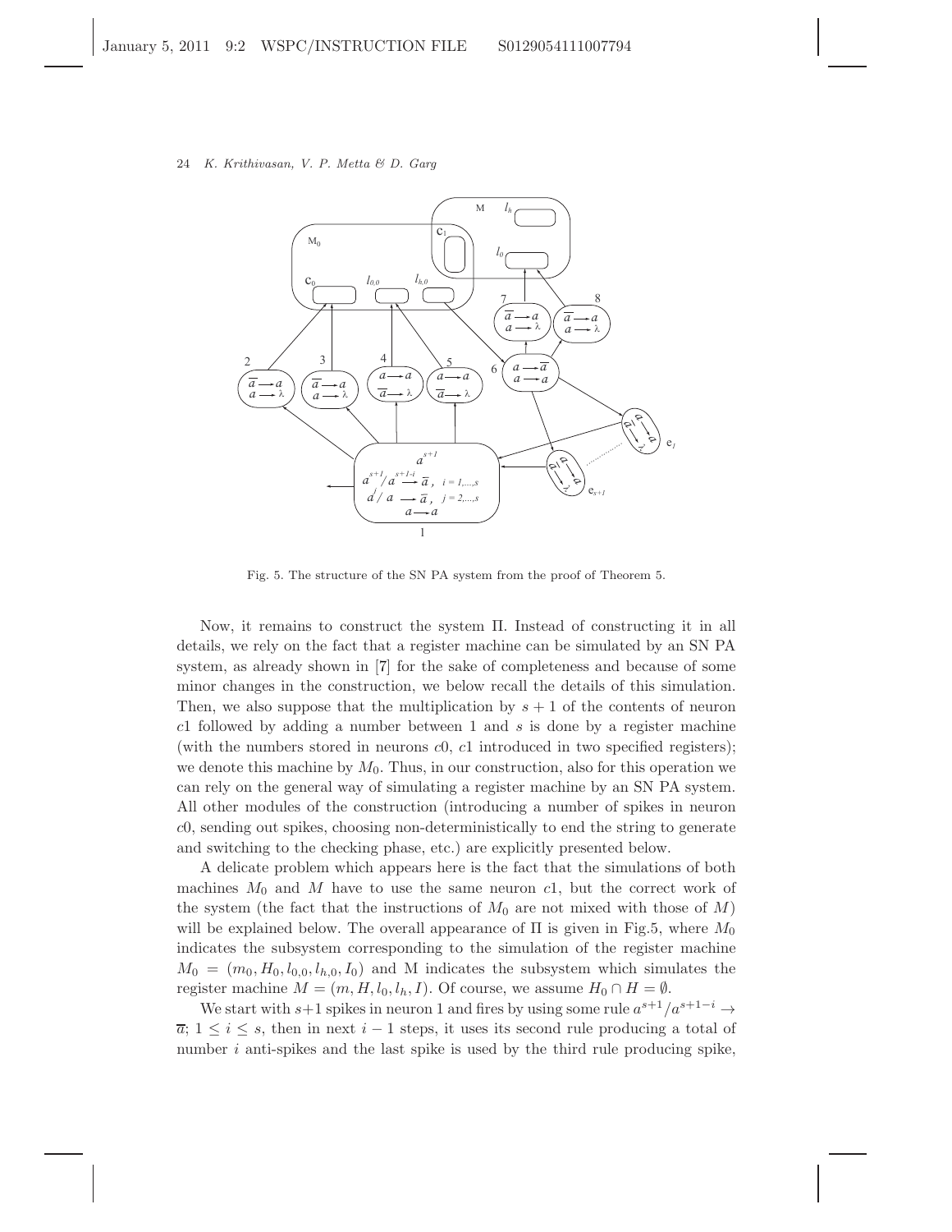Fig. 5. The structure of the SN PA system from the proof of Theorem 5.

Now, it remains to construct the system Π. Instead of constructing it in all details, we rely on the fact that a register machine can be simulated by an SN PA system, as already shown in [7] for the sake of completeness and because of some minor changes in the construction, we below recall the details of this simulation. Then, we also suppose that the multiplication by $s+1$ of the contents of neuron $c1$ followed by adding a number between 1 and $s$ is done by a register machine (with the numbers stored in neurons $c0$, $c1$ introduced in two specified registers); we denote this machine by $M_0$. Thus, in our construction, also for this operation we can rely on the general way of simulating a register machine by an SN PA system. All other modules of the construction (introducing a number of spikes in neuron $c0$, sending out spikes, choosing non-deterministically to end the string to generate and switching to the checking phase, etc.) are explicitly presented below.

A delicate problem which appears here is the fact that the simulations of both machines $M_0$ and $M$ have to use the same neuron $c1$, but the correct work of the system (the fact that the instructions of $M_0$ are not mixed with those of $M$) will be explained below. The overall appearance of Π is given in Fig.5, where $M_0$ indicates the subsystem corresponding to the simulation of the register machine $M_0 = (m_0, H_0, l_{0,0}, l_{h,0}, I_0)$ and M indicates the subsystem which simulates the register machine $M = (m, H, l_0, l_h, I)$. Of course, we assume $H_0 \cap H = \emptyset$.

We start with $s+1$ spikes in neuron 1 and fires by using some rule $a^{s+1}/a^{s+1-i} \rightarrow \overline{a}$; $1 \leq i \leq s$, then in next $i-1$ steps, it uses its second rule producing a total of number $i$ anti-spikes and the last spike is used by the third rule producing spike,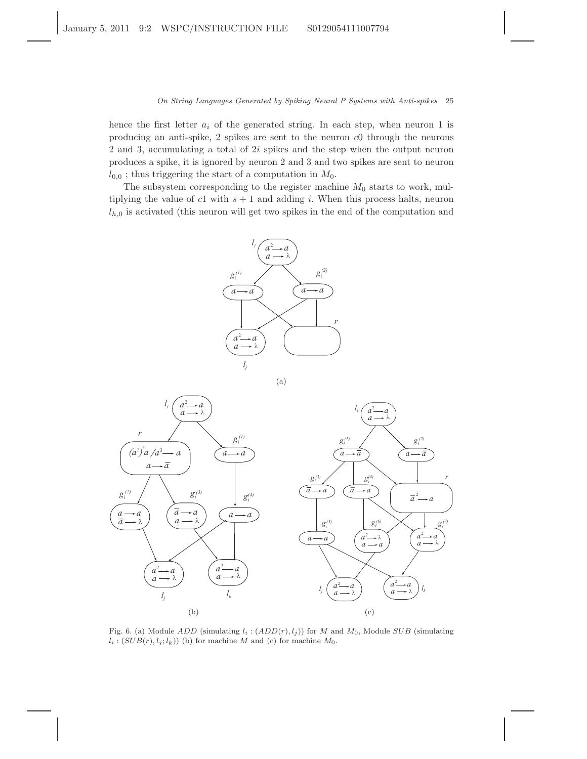hence the first letter $a_i$ of the generated string. In each step, when neuron 1 is producing an anti-spike, 2 spikes are sent to the neuron $c0$ through the neurons 2 and 3, accumulating a total of $2i$ spikes and the step when the output neuron produces a spike, it is ignored by neuron 2 and 3 and two spikes are sent to neuron $l_{0,0}$ ; thus triggering the start of a computation in $M_0$.

The subsystem corresponding to the register machine $M_0$ starts to work, multiplying the value of $c1$ with $s+1$ and adding $i$. When this process halts, neuron $l_{h,0}$ is activated (this neuron will get two spikes in the end of the computation and

Fig. 6. (a) Module $ADD$ (simulating $l_i : (ADD(r), l_j)$) for $M$ and $M_0$, Module $SUB$ (simulating $l_i : (SUB(r), l_j; l_k)$) (b) for machine $M$ and (c) for machine $M_0$.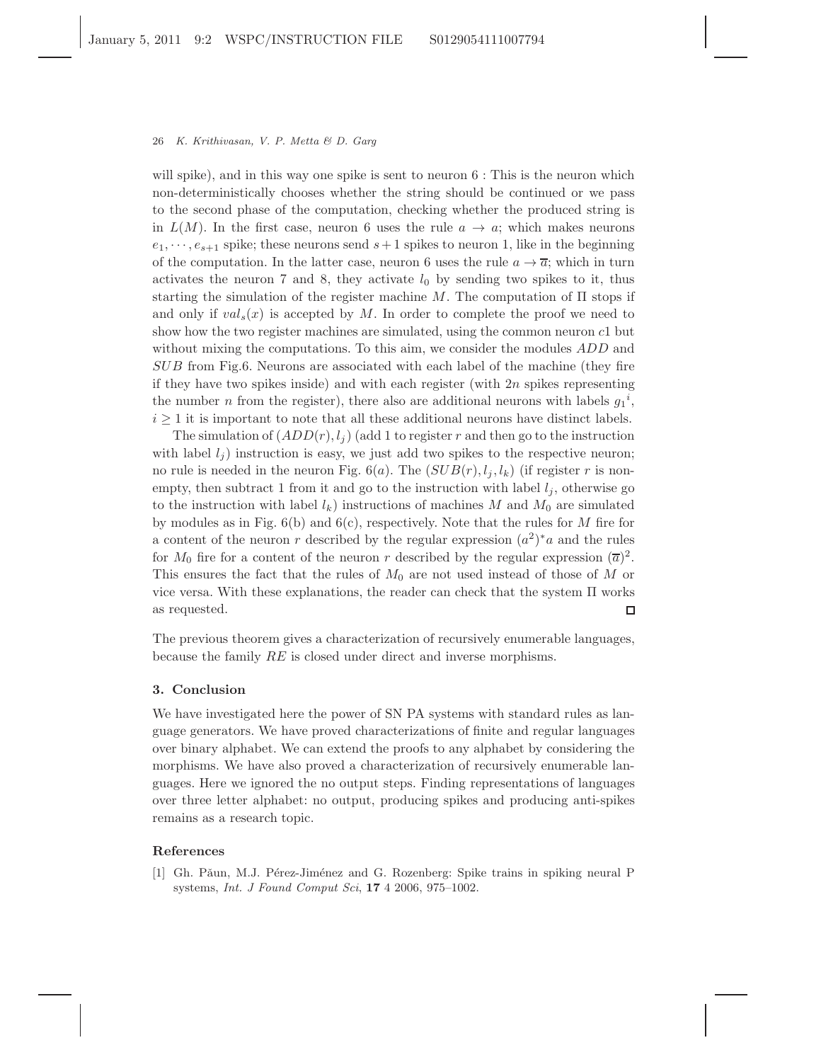will spike), and in this way one spike is sent to neuron 6 : This is the neuron which non-deterministically chooses whether the string should be continued or we pass to the second phase of the computation, checking whether the produced string is in $L(M)$. In the first case, neuron 6 uses the rule $a \to a$; which makes neurons $e_1, \cdots, e_{s+1}$ spike; these neurons send $s+1$ spikes to neuron 1, like in the beginning of the computation. In the latter case, neuron 6 uses the rule $a \to \overline{a}$; which in turn activates the neuron 7 and 8, they activate $l_0$ by sending two spikes to it, thus starting the simulation of the register machine $M$. The computation of $\Pi$ stops if and only if $val_s(x)$ is accepted by $M$. In order to complete the proof we need to show how the two register machines are simulated, using the common neuron $c1$ but without mixing the computations. To this aim, we consider the modules $ADD$ and $SUB$ from Fig.6. Neurons are associated with each label of the machine (they fire if they have two spikes inside) and with each register (with $2n$ spikes representing the number $n$ from the register), there also are additional neurons with labels ${g_1}^i$, $i \geq 1$ it is important to note that all these additional neurons have distinct labels.

The simulation of $(ADD(r), l_j)$ (add 1 to register $r$ and then go to the instruction with label $l_j$) instruction is easy, we just add two spikes to the respective neuron; no rule is needed in the neuron Fig. 6($a$). The $(SUB(r), l_j, l_k)$ (if register $r$ is non-empty, then subtract 1 from it and go to the instruction with label $l_j$, otherwise go to the instruction with label $l_k$) instructions of machines $M$ and $M_0$ are simulated by modules as in Fig. 6(b) and 6(c), respectively. Note that the rules for $M$ fire for a content of the neuron $r$ described by the regular expression $(a^2)^*a$ and the rules for $M_0$ fire for a content of the neuron $r$ described by the regular expression $(\overline{a})^2$. This ensures the fact that the rules of $M_0$ are not used instead of those of $M$ or vice versa. With these explanations, the reader can check that the system $\Pi$ works as requested. □

The previous theorem gives a characterization of recursively enumerable languages, because the family $RE$ is closed under direct and inverse morphisms.

## 3. Conclusion

We have investigated here the power of SN PA systems with standard rules as language generators. We have proved characterizations of finite and regular languages over binary alphabet. We can extend the proofs to any alphabet by considering the morphisms. We have also proved a characterization of recursively enumerable languages. Here we ignored the no output steps. Finding representations of languages over three letter alphabet: no output, producing spikes and producing anti-spikes remains as a research topic.

## References

[1] Gh. Păun, M.J. Pérez-Jiménez and G. Rozenberg: Spike trains in spiking neural P systems, *Int. J Found Comput Sci*, **17** 4 2006, 975–1002.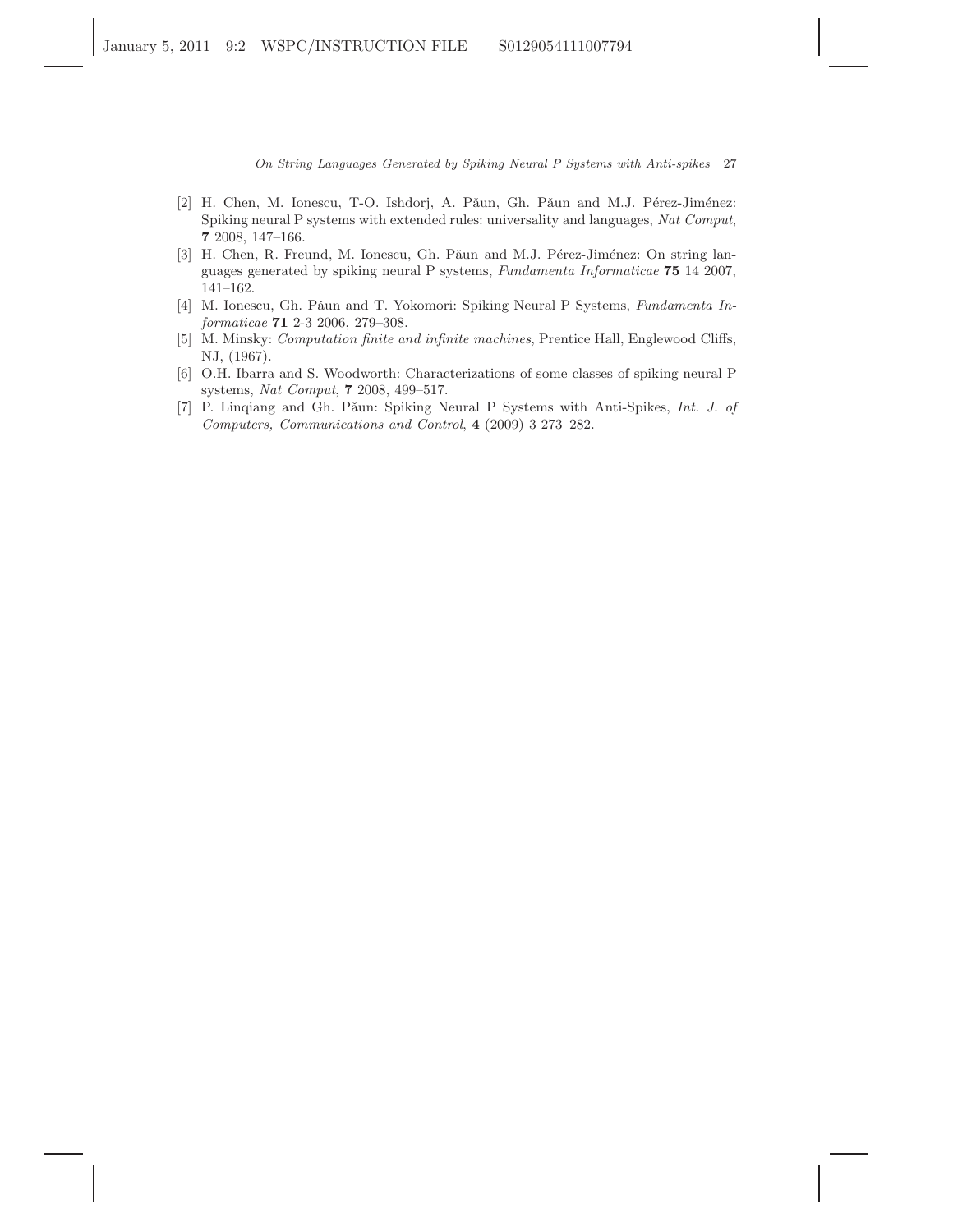[2] H. Chen, M. Ionescu, T-O. Ishdorj, A. Păun, Gh. Păun and M.J. Pérez-Jiménez: Spiking neural P systems with extended rules: universality and languages, *Nat Comput*, **7** 2008, 147–166.

[3] H. Chen, R. Freund, M. Ionescu, Gh. Păun and M.J. Pérez-Jiménez: On string languages generated by spiking neural P systems, *Fundamenta Informaticae* **75** 14 2007, 141–162.

[4] M. Ionescu, Gh. Păun and T. Yokomori: Spiking Neural P Systems, *Fundamenta Informaticae* **71** 2-3 2006, 279–308.

[5] M. Minsky: *Computation finite and infinite machines*, Prentice Hall, Englewood Cliffs, NJ, (1967).

[6] O.H. Ibarra and S. Woodworth: Characterizations of some classes of spiking neural P systems, *Nat Comput*, **7** 2008, 499–517.

[7] P. Linqiang and Gh. Păun: Spiking Neural P Systems with Anti-Spikes, *Int. J. of Computers, Communications and Control*, **4** (2009) 3 273–282.